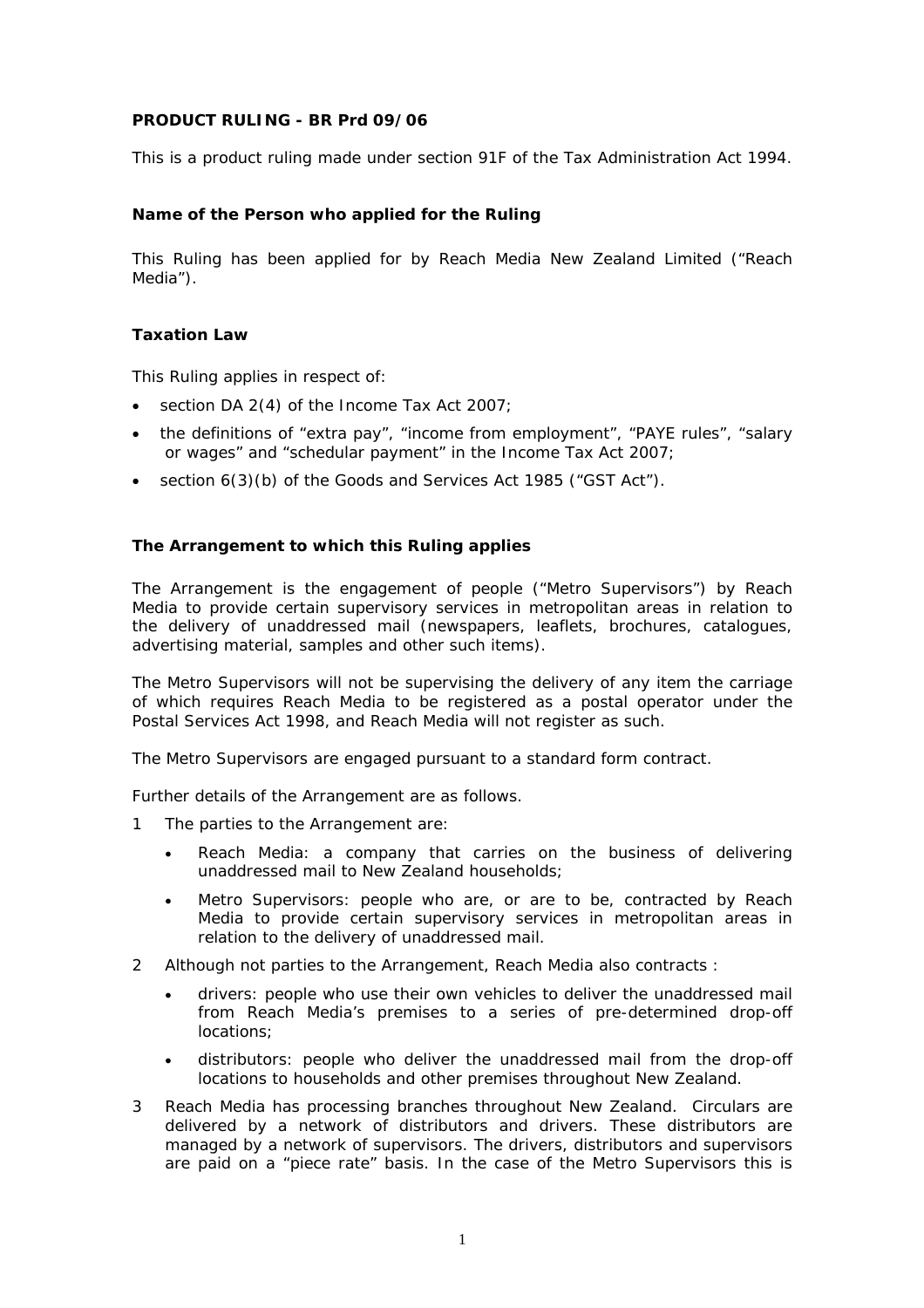**PRODUCT RULING - BR Prd 09/06**

This is a product ruling made under section 91F of the Tax Administration Act 1994.

**Name of the Person who applied for the Ruling**

This Ruling has been applied for by Reach Media New Zealand Limited ("Reach Media").

**Taxation Law**

This Ruling applies in respect of:

- section DA 2(4) of the Income Tax Act 2007;
- the definitions of "extra pay", "income from employment", "PAYE rules", "salary or wages" and "schedular payment" in the Income Tax Act 2007;
- section 6(3)(b) of the Goods and Services Act 1985 ("GST Act").

**The Arrangement to which this Ruling applies**

The Arrangement is the engagement of people ("Metro Supervisors") by Reach Media to provide certain supervisory services in metropolitan areas in relation to the delivery of unaddressed mail (newspapers, leaflets, brochures, catalogues, advertising material, samples and other such items).

The Metro Supervisors will not be supervising the delivery of any item the carriage of which requires Reach Media to be registered as a postal operator under the Postal Services Act 1998, and Reach Media will not register as such.

The Metro Supervisors are engaged pursuant to a standard form contract.

Further details of the Arrangement are as follows.

1. The parties to the Arrangement are:
   - Reach Media: a company that carries on the business of delivering unaddressed mail to New Zealand households;
   - Metro Supervisors: people who are, or are to be, contracted by Reach Media to provide certain supervisory services in metropolitan areas in relation to the delivery of unaddressed mail.
2. Although not parties to the Arrangement, Reach Media also contracts :
   - drivers: people who use their own vehicles to deliver the unaddressed mail from Reach Media's premises to a series of pre-determined drop-off locations;
   - distributors: people who deliver the unaddressed mail from the drop-off locations to households and other premises throughout New Zealand.
3. Reach Media has processing branches throughout New Zealand. Circulars are delivered by a network of distributors and drivers. These distributors are managed by a network of supervisors. The drivers, distributors and supervisors are paid on a "piece rate" basis. In the case of the Metro Supervisors this is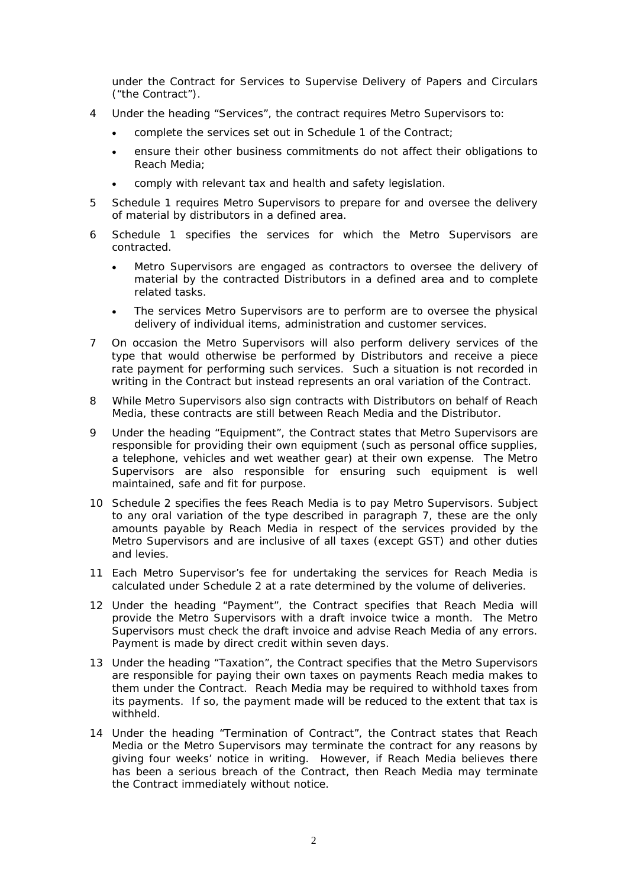under the Contract for Services to Supervise Delivery of Papers and Circulars ("the Contract").

4 Under the heading "Services", the contract requires Metro Supervisors to:

- complete the services set out in Schedule 1 of the Contract;
- ensure their other business commitments do not affect their obligations to Reach Media;
- comply with relevant tax and health and safety legislation.

5 Schedule 1 requires Metro Supervisors to prepare for and oversee the delivery of material by distributors in a defined area.

6 Schedule 1 specifies the services for which the Metro Supervisors are contracted.

- Metro Supervisors are engaged as contractors to oversee the delivery of material by the contracted Distributors in a defined area and to complete related tasks.
- The services Metro Supervisors are to perform are to oversee the physical delivery of individual items, administration and customer services.

7 On occasion the Metro Supervisors will also perform delivery services of the type that would otherwise be performed by Distributors and receive a piece rate payment for performing such services. Such a situation is not recorded in writing in the Contract but instead represents an oral variation of the Contract.

8 While Metro Supervisors also sign contracts with Distributors on behalf of Reach Media, these contracts are still between Reach Media and the Distributor.

9 Under the heading "Equipment", the Contract states that Metro Supervisors are responsible for providing their own equipment (such as personal office supplies, a telephone, vehicles and wet weather gear) at their own expense. The Metro Supervisors are also responsible for ensuring such equipment is well maintained, safe and fit for purpose.

10 Schedule 2 specifies the fees Reach Media is to pay Metro Supervisors. Subject to any oral variation of the type described in paragraph 7, these are the only amounts payable by Reach Media in respect of the services provided by the Metro Supervisors and are inclusive of all taxes (except GST) and other duties and levies.

11 Each Metro Supervisor's fee for undertaking the services for Reach Media is calculated under Schedule 2 at a rate determined by the volume of deliveries.

12 Under the heading "Payment", the Contract specifies that Reach Media will provide the Metro Supervisors with a draft invoice twice a month. The Metro Supervisors must check the draft invoice and advise Reach Media of any errors. Payment is made by direct credit within seven days.

13 Under the heading "Taxation", the Contract specifies that the Metro Supervisors are responsible for paying their own taxes on payments Reach media makes to them under the Contract. Reach Media may be required to withhold taxes from its payments. If so, the payment made will be reduced to the extent that tax is withheld.

14 Under the heading "Termination of Contract", the Contract states that Reach Media or the Metro Supervisors may terminate the contract for any reasons by giving four weeks' notice in writing. However, if Reach Media believes there has been a serious breach of the Contract, then Reach Media may terminate the Contract immediately without notice.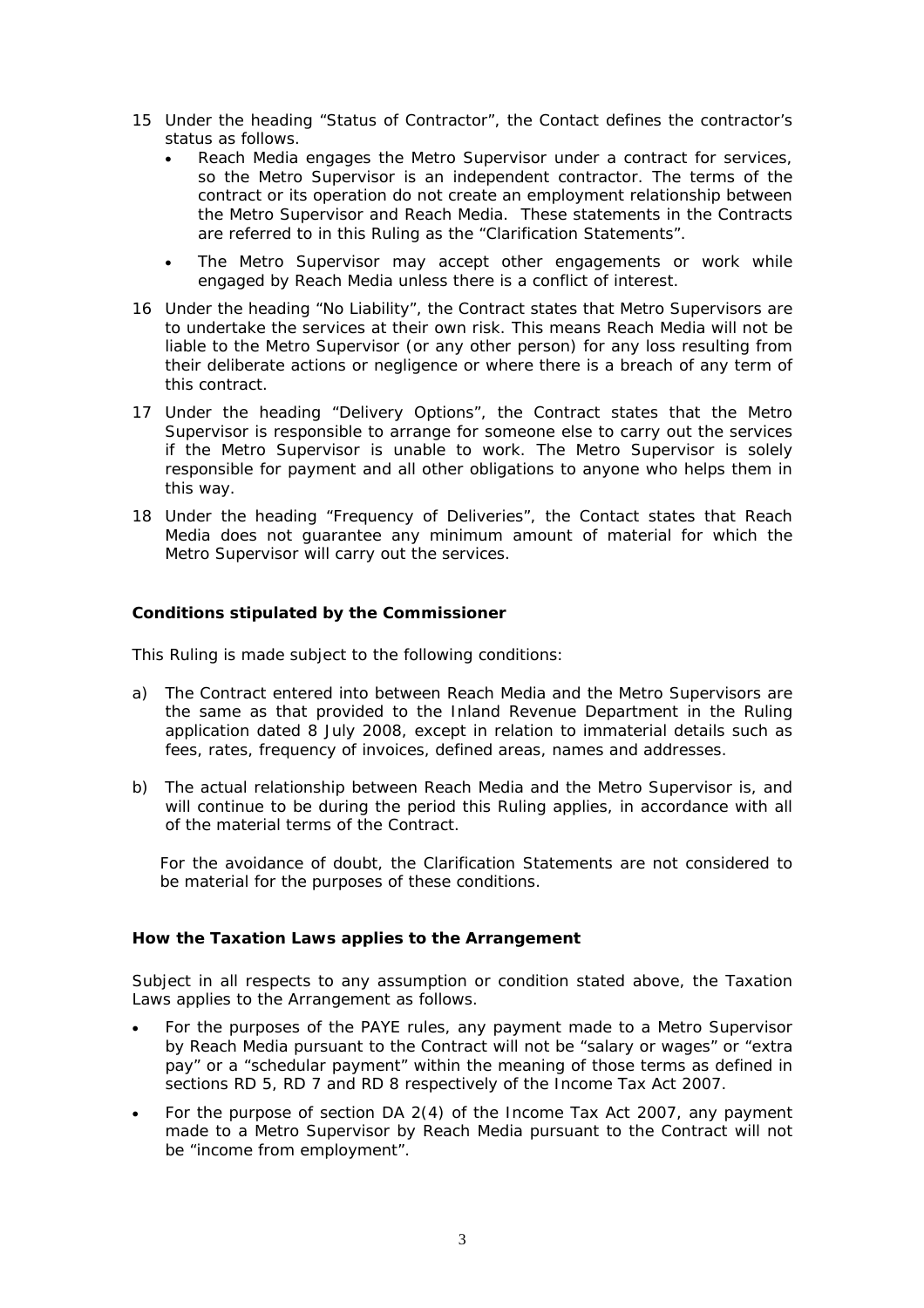15 Under the heading "Status of Contractor", the Contact defines the contractor's status as follows.

- Reach Media engages the Metro Supervisor under a contract for services, so the Metro Supervisor is an independent contractor. The terms of the contract or its operation do not create an employment relationship between the Metro Supervisor and Reach Media. These statements in the Contracts are referred to in this Ruling as the "Clarification Statements".
- The Metro Supervisor may accept other engagements or work while engaged by Reach Media unless there is a conflict of interest.

16 Under the heading "No Liability", the Contract states that Metro Supervisors are to undertake the services at their own risk. This means Reach Media will not be liable to the Metro Supervisor (or any other person) for any loss resulting from their deliberate actions or negligence or where there is a breach of any term of this contract.

17 Under the heading "Delivery Options", the Contract states that the Metro Supervisor is responsible to arrange for someone else to carry out the services if the Metro Supervisor is unable to work. The Metro Supervisor is solely responsible for payment and all other obligations to anyone who helps them in this way.

18 Under the heading "Frequency of Deliveries", the Contact states that Reach Media does not guarantee any minimum amount of material for which the Metro Supervisor will carry out the services.

### Conditions stipulated by the Commissioner

This Ruling is made subject to the following conditions:

a) The Contract entered into between Reach Media and the Metro Supervisors are the same as that provided to the Inland Revenue Department in the Ruling application dated 8 July 2008, except in relation to immaterial details such as fees, rates, frequency of invoices, defined areas, names and addresses.

b) The actual relationship between Reach Media and the Metro Supervisor is, and will continue to be during the period this Ruling applies, in accordance with all of the material terms of the Contract.

For the avoidance of doubt, the Clarification Statements are not considered to be material for the purposes of these conditions.

### How the Taxation Laws applies to the Arrangement

Subject in all respects to any assumption or condition stated above, the Taxation Laws applies to the Arrangement as follows.

- For the purposes of the PAYE rules, any payment made to a Metro Supervisor by Reach Media pursuant to the Contract will not be "salary or wages" or "extra pay" or a "schedular payment" within the meaning of those terms as defined in sections RD 5, RD 7 and RD 8 respectively of the Income Tax Act 2007.
- For the purpose of section DA 2(4) of the Income Tax Act 2007, any payment made to a Metro Supervisor by Reach Media pursuant to the Contract will not be "income from employment".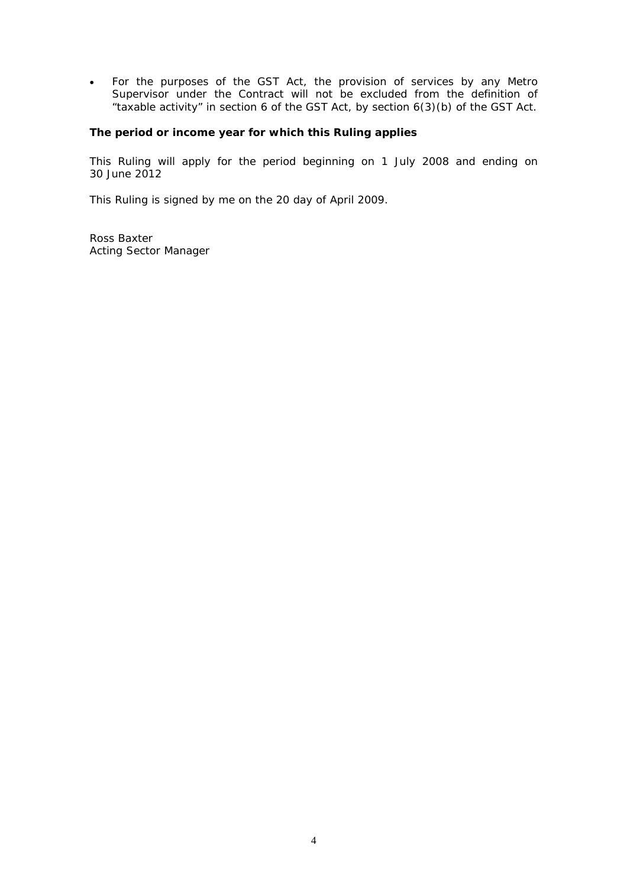- For the purposes of the GST Act, the provision of services by any Metro Supervisor under the Contract will not be excluded from the definition of "taxable activity" in section 6 of the GST Act, by section 6(3)(b) of the GST Act.

**The period or income year for which this Ruling applies**

This Ruling will apply for the period beginning on 1 July 2008 and ending on 30 June 2012

This Ruling is signed by me on the 20 day of April 2009.

Ross Baxter
Acting Sector Manager